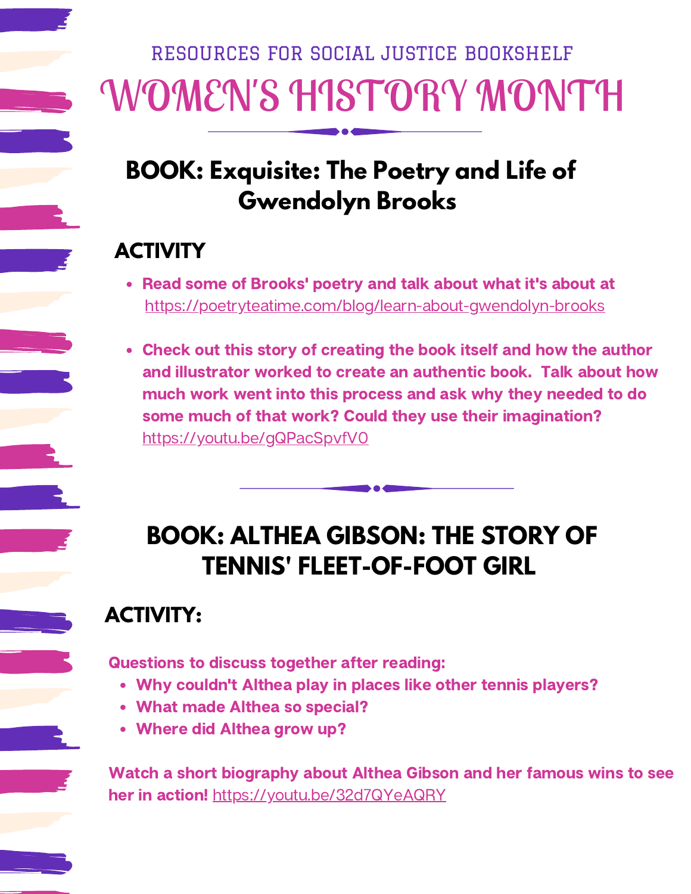### RESOURCES FOR SOCIAL JUSTICE BOOKSHELF

# WOMEN'S HISTORY MONTH

## BOOK: Exquisite: The Poetry and Life of Gwendolyn Brooks

### ACTIVITY

- **Read some of Brooks' poetry and talk about what it's about at** https://poetryteatime.com/blog/learn-about-gwendolyn-brooks
- **Check out this story of creating the book itself and how the author and illustrator worked to create an authentic book. Talk about how much work went into this process and ask why they needed to do some much of that work? Could they use their imagination?** https://youtu.be/gQPacSpvfV0

## BOOK: ALTHEA GIBSON: THE STORY OF TENNIS' FLEET-OF-FOOT GIRL

### ACTIVITY:

**Questions to discuss together after reading:**

- **Why couldn't Althea play in places like other tennis players?**
- **What made Althea so special?**
- **Where did Althea grow up?**

**Watch a short biography about Althea Gibson and her famous wins to see her in action!** https://youtu.be/32d7QYeAQRY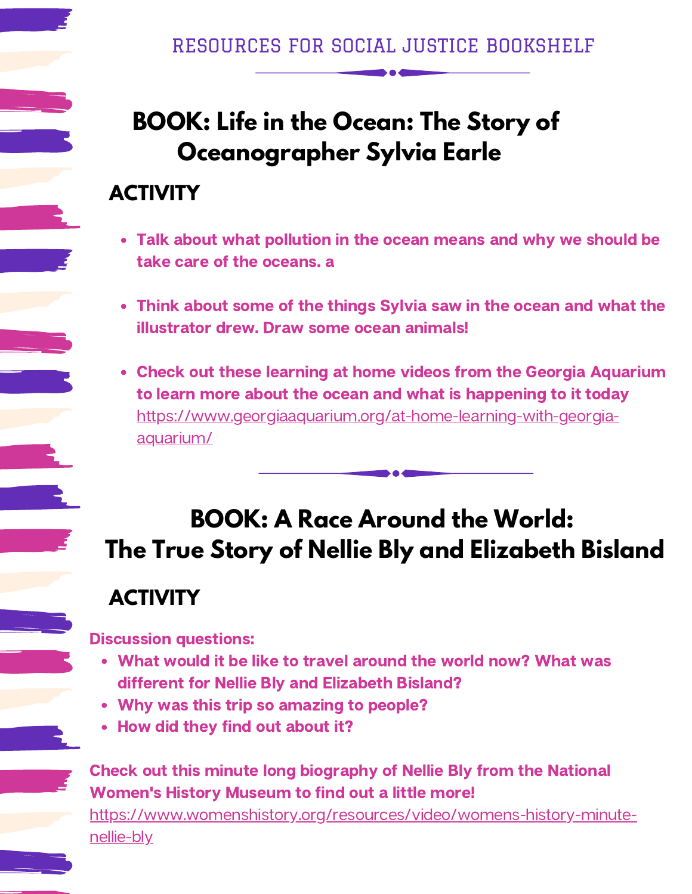RESOURCES FOR SOCIAL JUSTICE BOOKSHELF

# BOOK: Life in the Ocean: The Story of Oceanographer Sylvia Earle

## ACTIVITY

- **Talk about what pollution in the ocean means and why we should be take care of the oceans. a**
- **Think about some of the things Sylvia saw in the ocean and what the illustrator drew. Draw some ocean animals!**
- **Check out these learning at home videos from the Georgia Aquarium to learn more about the ocean and what is happening to it today** https://www.georgiaaquarium.org/at-home-learning-with-georgia-aquarium/

# BOOK: A Race Around the World: The True Story of Nellie Bly and Elizabeth Bisland

## ACTIVITY

**Discussion questions:**

- **What would it be like to travel around the world now? What was different for Nellie Bly and Elizabeth Bisland?**
- **Why was this trip so amazing to people?**
- **How did they find out about it?**

**Check out this minute long biography of Nellie Bly from the National Women's History Museum to find out a little more!**
https://www.womenshistory.org/resources/video/womens-history-minute-nellie-bly